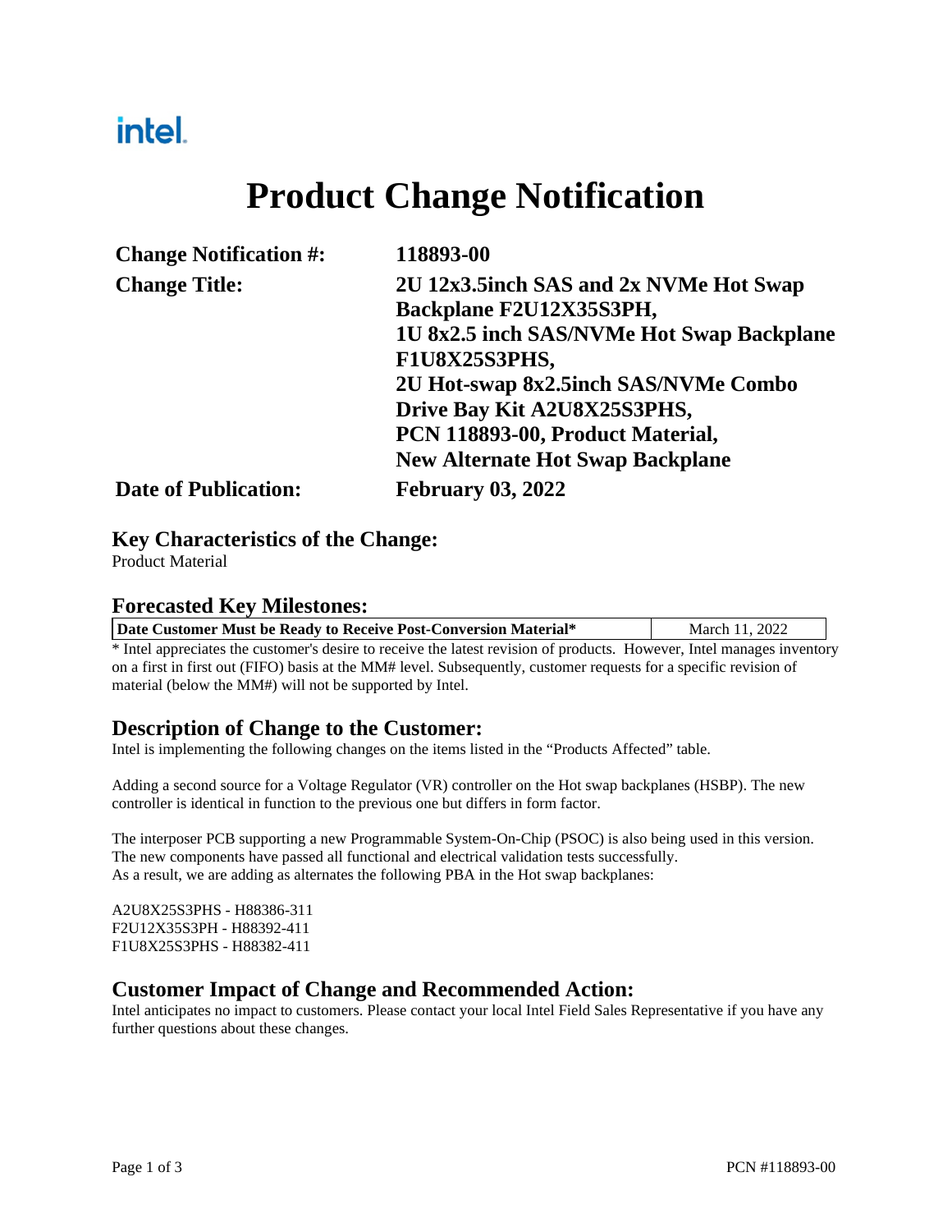intel.

# Product Change Notification

**Change Notification #:** 118893-00

**Change Title:** 2U 12x3.5inch SAS and 2x NVMe Hot Swap Backplane F2U12X35S3PH, 1U 8x2.5 inch SAS/NVMe Hot Swap Backplane F1U8X25S3PHS, 2U Hot-swap 8x2.5inch SAS/NVMe Combo Drive Bay Kit A2U8X25S3PHS, PCN 118893-00, Product Material, New Alternate Hot Swap Backplane

**Date of Publication:** February 03, 2022

## Key Characteristics of the Change:

Product Material

## Forecasted Key Milestones:

| Date Customer Must be Ready to Receive Post-Conversion Material* | March 11, 2022 |
|---|---|

* Intel appreciates the customer's desire to receive the latest revision of products. However, Intel manages inventory on a first in first out (FIFO) basis at the MM# level. Subsequently, customer requests for a specific revision of material (below the MM#) will not be supported by Intel.

## Description of Change to the Customer:

Intel is implementing the following changes on the items listed in the "Products Affected" table.

Adding a second source for a Voltage Regulator (VR) controller on the Hot swap backplanes (HSBP). The new controller is identical in function to the previous one but differs in form factor.

The interposer PCB supporting a new Programmable System-On-Chip (PSOC) is also being used in this version. The new components have passed all functional and electrical validation tests successfully.
As a result, we are adding as alternates the following PBA in the Hot swap backplanes:

A2U8X25S3PHS - H88386-311
F2U12X35S3PH - H88392-411
F1U8X25S3PHS - H88382-411

## Customer Impact of Change and Recommended Action:

Intel anticipates no impact to customers. Please contact your local Intel Field Sales Representative if you have any further questions about these changes.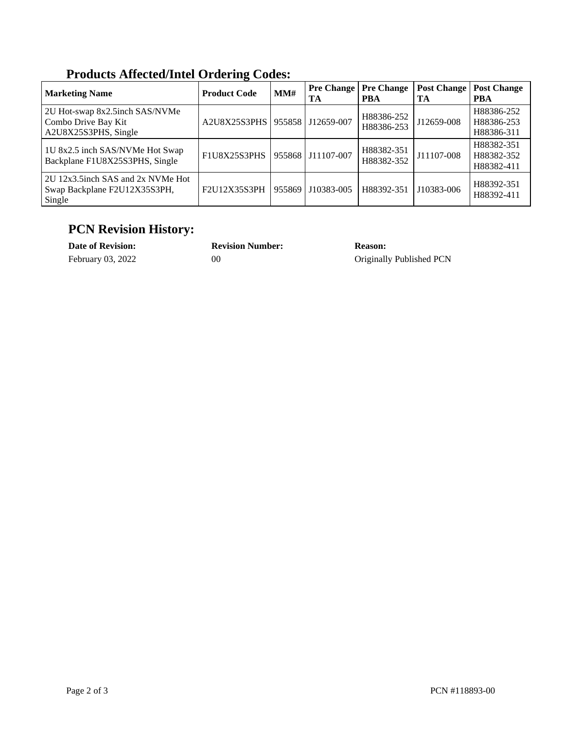## Products Affected/Intel Ordering Codes:

| Marketing Name | Product Code | MM# | Pre Change TA | Pre Change PBA | Post Change TA | Post Change PBA |
|---|---|---|---|---|---|---|
| 2U Hot-swap 8x2.5inch SAS/NVMe Combo Drive Bay Kit A2U8X25S3PHS, Single | A2U8X25S3PHS | 955858 | J12659-007 | H88386-252 H88386-253 | J12659-008 | H88386-252 H88386-253 H88386-311 |
| 1U 8x2.5 inch SAS/NVMe Hot Swap Backplane F1U8X25S3PHS, Single | F1U8X25S3PHS | 955868 | J11107-007 | H88382-351 H88382-352 | J11107-008 | H88382-351 H88382-352 H88382-411 |
| 2U 12x3.5inch SAS and 2x NVMe Hot Swap Backplane F2U12X35S3PH, Single | F2U12X35S3PH | 955869 | J10383-005 | H88392-351 | J10383-006 | H88392-351 H88392-411 |

## PCN Revision History:

| Date of Revision: | Revision Number: | Reason: |
|---|---|---|
| February 03, 2022 | 00 | Originally Published PCN |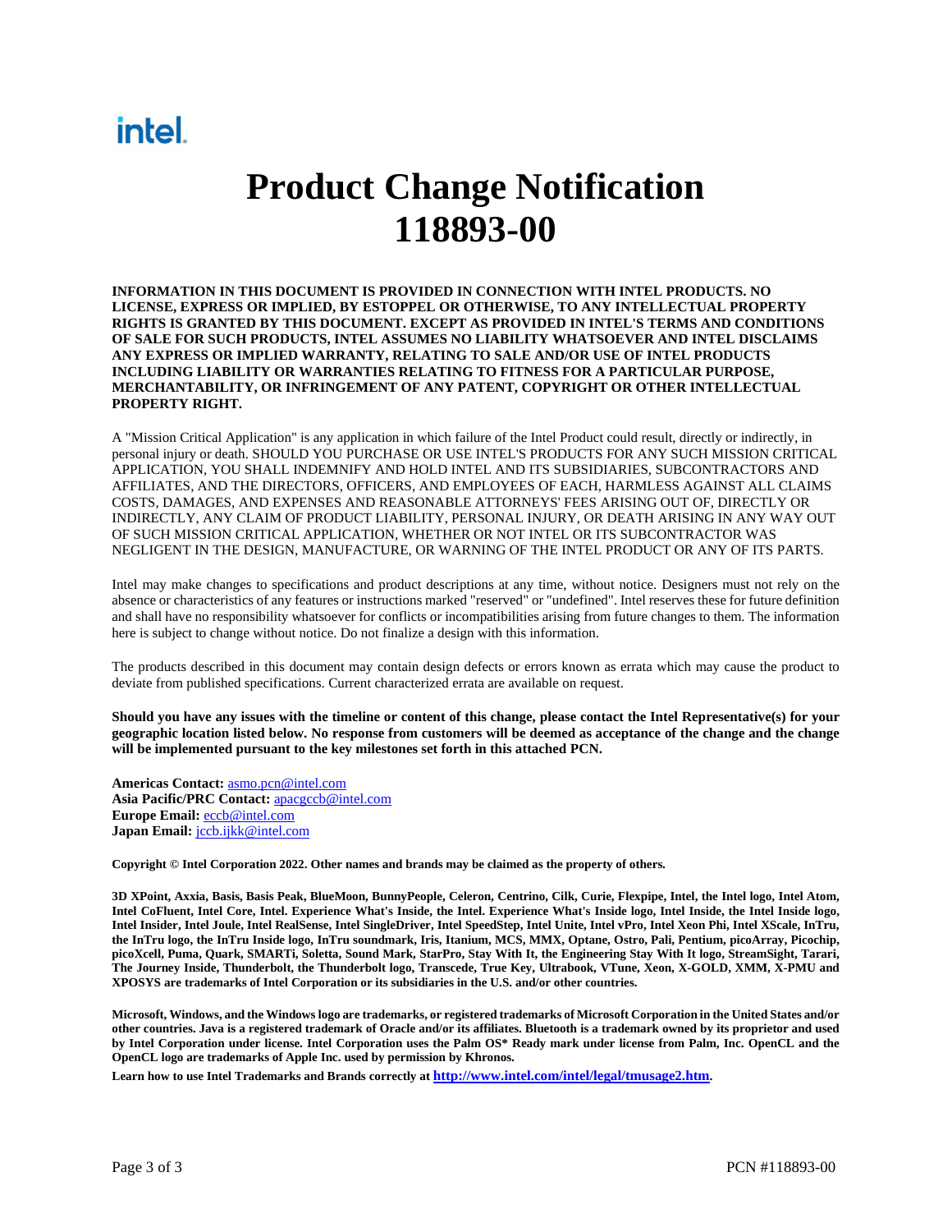intel.

# Product Change Notification 118893-00

**INFORMATION IN THIS DOCUMENT IS PROVIDED IN CONNECTION WITH INTEL PRODUCTS. NO LICENSE, EXPRESS OR IMPLIED, BY ESTOPPEL OR OTHERWISE, TO ANY INTELLECTUAL PROPERTY RIGHTS IS GRANTED BY THIS DOCUMENT. EXCEPT AS PROVIDED IN INTEL'S TERMS AND CONDITIONS OF SALE FOR SUCH PRODUCTS, INTEL ASSUMES NO LIABILITY WHATSOEVER AND INTEL DISCLAIMS ANY EXPRESS OR IMPLIED WARRANTY, RELATING TO SALE AND/OR USE OF INTEL PRODUCTS INCLUDING LIABILITY OR WARRANTIES RELATING TO FITNESS FOR A PARTICULAR PURPOSE, MERCHANTABILITY, OR INFRINGEMENT OF ANY PATENT, COPYRIGHT OR OTHER INTELLECTUAL PROPERTY RIGHT.**

A "Mission Critical Application" is any application in which failure of the Intel Product could result, directly or indirectly, in personal injury or death. SHOULD YOU PURCHASE OR USE INTEL'S PRODUCTS FOR ANY SUCH MISSION CRITICAL APPLICATION, YOU SHALL INDEMNIFY AND HOLD INTEL AND ITS SUBSIDIARIES, SUBCONTRACTORS AND AFFILIATES, AND THE DIRECTORS, OFFICERS, AND EMPLOYEES OF EACH, HARMLESS AGAINST ALL CLAIMS COSTS, DAMAGES, AND EXPENSES AND REASONABLE ATTORNEYS' FEES ARISING OUT OF, DIRECTLY OR INDIRECTLY, ANY CLAIM OF PRODUCT LIABILITY, PERSONAL INJURY, OR DEATH ARISING IN ANY WAY OUT OF SUCH MISSION CRITICAL APPLICATION, WHETHER OR NOT INTEL OR ITS SUBCONTRACTOR WAS NEGLIGENT IN THE DESIGN, MANUFACTURE, OR WARNING OF THE INTEL PRODUCT OR ANY OF ITS PARTS.

Intel may make changes to specifications and product descriptions at any time, without notice. Designers must not rely on the absence or characteristics of any features or instructions marked "reserved" or "undefined". Intel reserves these for future definition and shall have no responsibility whatsoever for conflicts or incompatibilities arising from future changes to them. The information here is subject to change without notice. Do not finalize a design with this information.

The products described in this document may contain design defects or errors known as errata which may cause the product to deviate from published specifications. Current characterized errata are available on request.

**Should you have any issues with the timeline or content of this change, please contact the Intel Representative(s) for your geographic location listed below. No response from customers will be deemed as acceptance of the change and the change will be implemented pursuant to the key milestones set forth in this attached PCN.**

**Americas Contact:** asmo.pcn@intel.com
**Asia Pacific/PRC Contact:** apacgccb@intel.com
**Europe Email:** eccb@intel.com
**Japan Email:** jccb.ijkk@intel.com

**Copyright © Intel Corporation 2022. Other names and brands may be claimed as the property of others.**

**3D XPoint, Axxia, Basis, Basis Peak, BlueMoon, BunnyPeople, Celeron, Centrino, Cilk, Curie, Flexpipe, Intel, the Intel logo, Intel Atom, Intel CoFluent, Intel Core, Intel. Experience What's Inside, the Intel. Experience What's Inside logo, Intel Inside, the Intel Inside logo, Intel Insider, Intel Joule, Intel RealSense, Intel SingleDriver, Intel SpeedStep, Intel Unite, Intel vPro, Intel Xeon Phi, Intel XScale, InTru, the InTru logo, the InTru Inside logo, InTru soundmark, Iris, Itanium, MCS, MMX, Optane, Ostro, Pali, Pentium, picoArray, Picochip, picoXcell, Puma, Quark, SMARTi, Soletta, Sound Mark, StarPro, Stay With It, the Engineering Stay With It logo, StreamSight, Tarari, The Journey Inside, Thunderbolt, the Thunderbolt logo, Transcede, True Key, Ultrabook, VTune, Xeon, X-GOLD, XMM, X-PMU and XPOSYS are trademarks of Intel Corporation or its subsidiaries in the U.S. and/or other countries.**

**Microsoft, Windows, and the Windows logo are trademarks, or registered trademarks of Microsoft Corporation in the United States and/or other countries. Java is a registered trademark of Oracle and/or its affiliates. Bluetooth is a trademark owned by its proprietor and used by Intel Corporation under license. Intel Corporation uses the Palm OS* Ready mark under license from Palm, Inc. OpenCL and the OpenCL logo are trademarks of Apple Inc. used by permission by Khronos.**

**Learn how to use Intel Trademarks and Brands correctly at http://www.intel.com/intel/legal/tmusage2.htm.**